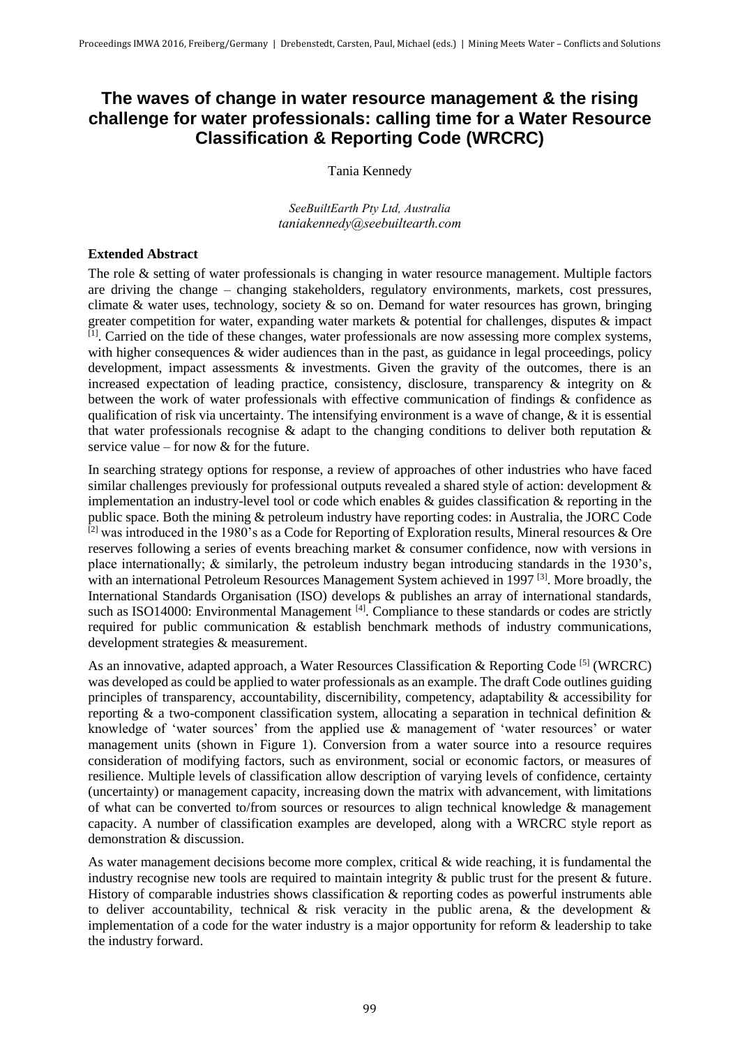# The waves of change in water resource management & the rising challenge for water professionals: calling time for a Water Resource Classification & Reporting Code (WRCRC)

Tania Kennedy

*SeeBuiltEarth Pty Ltd, Australia*
*taniakennedy@seebuiltearth.com*

### Extended Abstract

The role & setting of water professionals is changing in water resource management. Multiple factors are driving the change – changing stakeholders, regulatory environments, markets, cost pressures, climate & water uses, technology, society & so on. Demand for water resources has grown, bringing greater competition for water, expanding water markets & potential for challenges, disputes & impact [1]. Carried on the tide of these changes, water professionals are now assessing more complex systems, with higher consequences & wider audiences than in the past, as guidance in legal proceedings, policy development, impact assessments & investments. Given the gravity of the outcomes, there is an increased expectation of leading practice, consistency, disclosure, transparency & integrity on & between the work of water professionals with effective communication of findings & confidence as qualification of risk via uncertainty. The intensifying environment is a wave of change, & it is essential that water professionals recognise & adapt to the changing conditions to deliver both reputation & service value – for now & for the future.

In searching strategy options for response, a review of approaches of other industries who have faced similar challenges previously for professional outputs revealed a shared style of action: development & implementation an industry-level tool or code which enables & guides classification & reporting in the public space. Both the mining & petroleum industry have reporting codes: in Australia, the JORC Code [2] was introduced in the 1980's as a Code for Reporting of Exploration results, Mineral resources & Ore reserves following a series of events breaching market & consumer confidence, now with versions in place internationally; & similarly, the petroleum industry began introducing standards in the 1930's, with an international Petroleum Resources Management System achieved in 1997 [3]. More broadly, the International Standards Organisation (ISO) develops & publishes an array of international standards, such as ISO14000: Environmental Management [4]. Compliance to these standards or codes are strictly required for public communication & establish benchmark methods of industry communications, development strategies & measurement.

As an innovative, adapted approach, a Water Resources Classification & Reporting Code [5] (WRCRC) was developed as could be applied to water professionals as an example. The draft Code outlines guiding principles of transparency, accountability, discernibility, competency, adaptability & accessibility for reporting & a two-component classification system, allocating a separation in technical definition & knowledge of 'water sources' from the applied use & management of 'water resources' or water management units (shown in Figure 1). Conversion from a water source into a resource requires consideration of modifying factors, such as environment, social or economic factors, or measures of resilience. Multiple levels of classification allow description of varying levels of confidence, certainty (uncertainty) or management capacity, increasing down the matrix with advancement, with limitations of what can be converted to/from sources or resources to align technical knowledge & management capacity. A number of classification examples are developed, along with a WRCRC style report as demonstration & discussion.

As water management decisions become more complex, critical & wide reaching, it is fundamental the industry recognise new tools are required to maintain integrity & public trust for the present & future. History of comparable industries shows classification & reporting codes as powerful instruments able to deliver accountability, technical & risk veracity in the public arena, & the development & implementation of a code for the water industry is a major opportunity for reform & leadership to take the industry forward.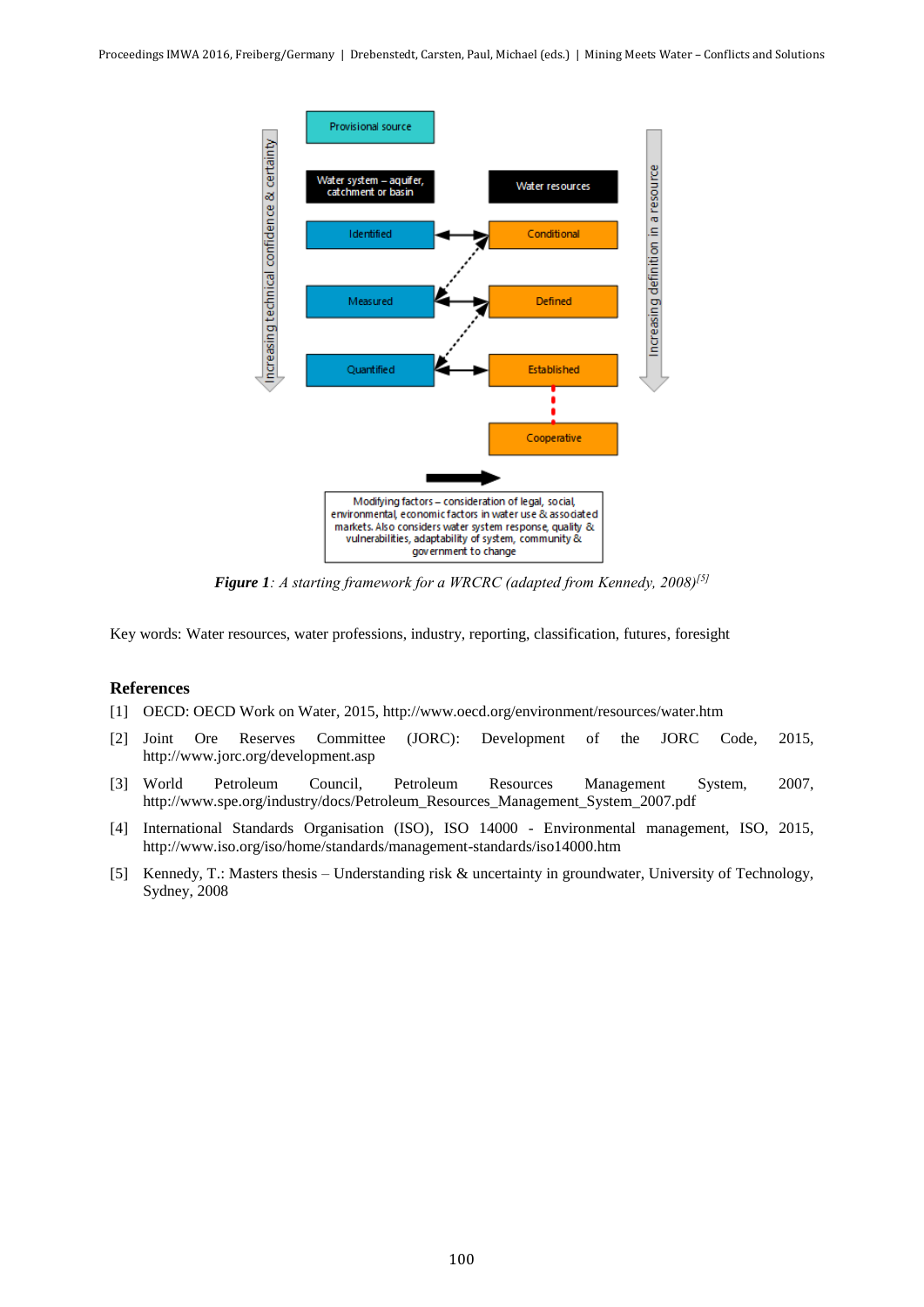Provisional source

Water system – aquifer, catchment or basin

Water resources

Identified

Conditional

Measured

Defined

Quantified

Established

Cooperative

Increasing technical confidence & certainty

Increasing definition in a resource

Modifying factors – consideration of legal, social, environmental, economic factors in water use & associated markets. Also considers water system response, quality & vulnerabilities, adaptability of system, community & government to change

***Figure 1**: A starting framework for a WRCRC (adapted from Kennedy, 2008)[5]*

Key words: Water resources, water professions, industry, reporting, classification, futures, foresight

## References

[1] OECD: OECD Work on Water, 2015, http://www.oecd.org/environment/resources/water.htm

[2] Joint Ore Reserves Committee (JORC): Development of the JORC Code, 2015, http://www.jorc.org/development.asp

[3] World Petroleum Council, Petroleum Resources Management System, 2007, http://www.spe.org/industry/docs/Petroleum_Resources_Management_System_2007.pdf

[4] International Standards Organisation (ISO), ISO 14000 - Environmental management, ISO, 2015, http://www.iso.org/iso/home/standards/management-standards/iso14000.htm

[5] Kennedy, T.: Masters thesis – Understanding risk & uncertainty in groundwater, University of Technology, Sydney, 2008